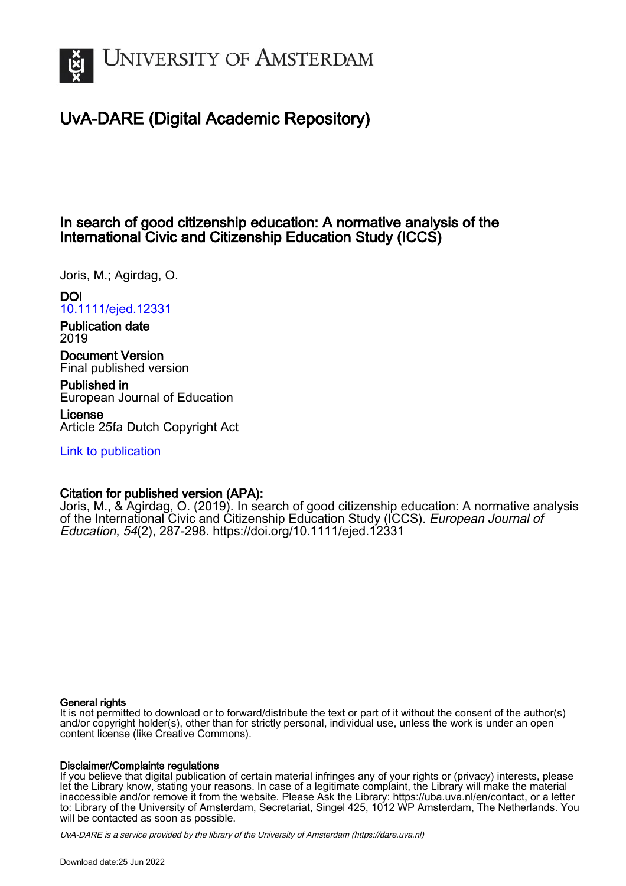UNIVERSITY OF AMSTERDAM

# UvA-DARE (Digital Academic Repository)

## In search of good citizenship education: A normative analysis of the International Civic and Citizenship Education Study (ICCS)

Joris, M.; Agirdag, O.

**DOI**
10.1111/ejed.12331

**Publication date**
2019

**Document Version**
Final published version

**Published in**
European Journal of Education

**License**
Article 25fa Dutch Copyright Act

Link to publication

**Citation for published version (APA):**
Joris, M., & Agirdag, O. (2019). In search of good citizenship education: A normative analysis of the International Civic and Citizenship Education Study (ICCS). *European Journal of Education*, *54*(2), 287-298. https://doi.org/10.1111/ejed.12331

**General rights**
It is not permitted to download or to forward/distribute the text or part of it without the consent of the author(s) and/or copyright holder(s), other than for strictly personal, individual use, unless the work is under an open content license (like Creative Commons).

**Disclaimer/Complaints regulations**
If you believe that digital publication of certain material infringes any of your rights or (privacy) interests, please let the Library know, stating your reasons. In case of a legitimate complaint, the Library will make the material inaccessible and/or remove it from the website. Please Ask the Library: https://uba.uva.nl/en/contact, or a letter to: Library of the University of Amsterdam, Secretariat, Singel 425, 1012 WP Amsterdam, The Netherlands. You will be contacted as soon as possible.

*UvA-DARE is a service provided by the library of the University of Amsterdam (https://dare.uva.nl)*

Download date:25 Jun 2022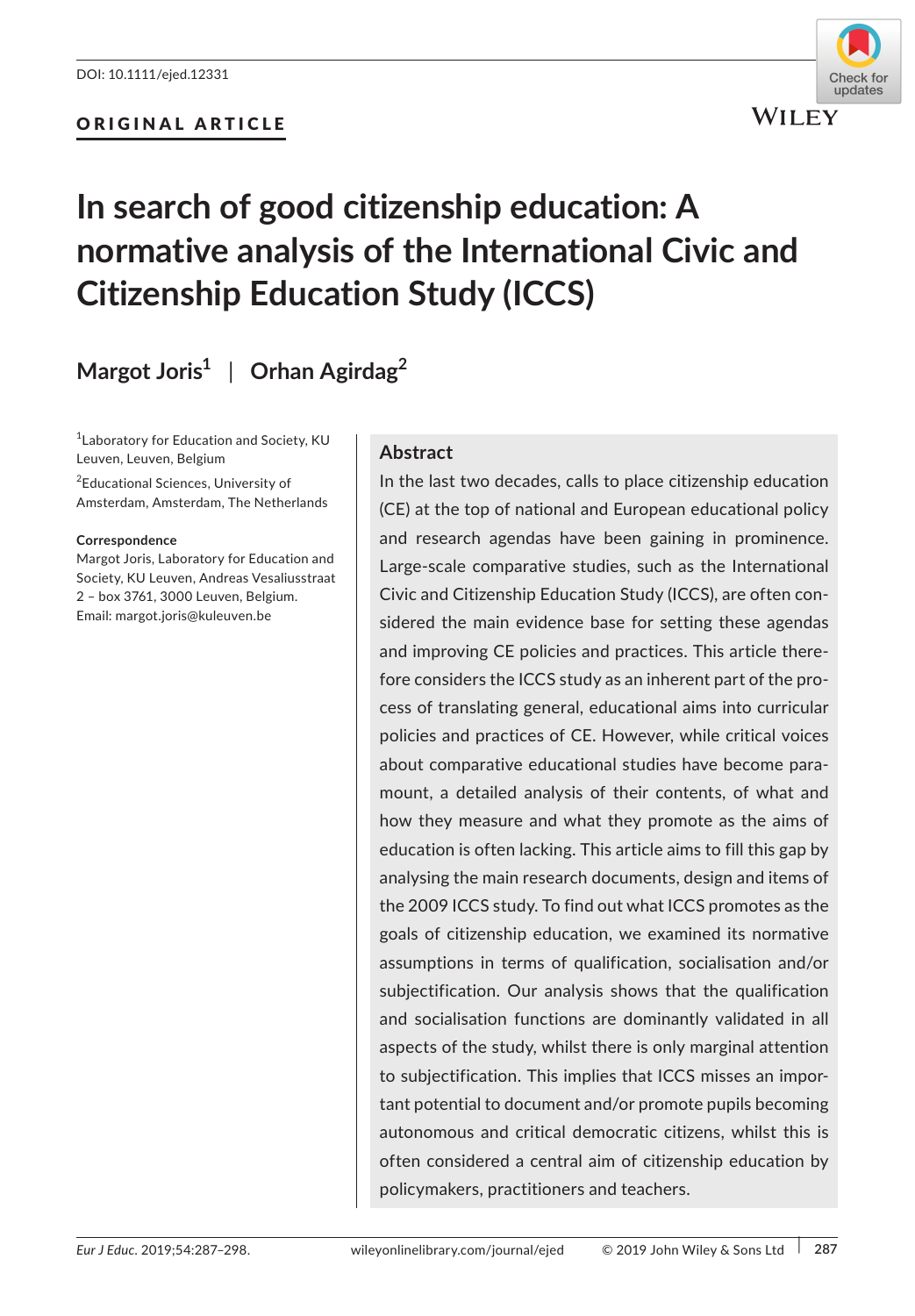DOI: 10.1111/ejed.12331

ORIGINAL ARTICLE

# In search of good citizenship education: A normative analysis of the International Civic and Citizenship Education Study (ICCS)

**Margot Joris[1] | Orhan Agirdag[2]**

[1]Laboratory for Education and Society, KU Leuven, Leuven, Belgium

[2]Educational Sciences, University of Amsterdam, Amsterdam, The Netherlands

**Correspondence**
Margot Joris, Laboratory for Education and Society, KU Leuven, Andreas Vesaliusstraat 2 – box 3761, 3000 Leuven, Belgium.
Email: margot.joris@kuleuven.be

## Abstract

In the last two decades, calls to place citizenship education (CE) at the top of national and European educational policy and research agendas have been gaining in prominence. Large-scale comparative studies, such as the International Civic and Citizenship Education Study (ICCS), are often considered the main evidence base for setting these agendas and improving CE policies and practices. This article therefore considers the ICCS study as an inherent part of the process of translating general, educational aims into curricular policies and practices of CE. However, while critical voices about comparative educational studies have become paramount, a detailed analysis of their contents, of what and how they measure and what they promote as the aims of education is often lacking. This article aims to fill this gap by analysing the main research documents, design and items of the 2009 ICCS study. To find out what ICCS promotes as the goals of citizenship education, we examined its normative assumptions in terms of qualification, socialisation and/or subjectification. Our analysis shows that the qualification and socialisation functions are dominantly validated in all aspects of the study, whilst there is only marginal attention to subjectification. This implies that ICCS misses an important potential to document and/or promote pupils becoming autonomous and critical democratic citizens, whilst this is often considered a central aim of citizenship education by policymakers, practitioners and teachers.

© 2019 John Wiley & Sons Ltd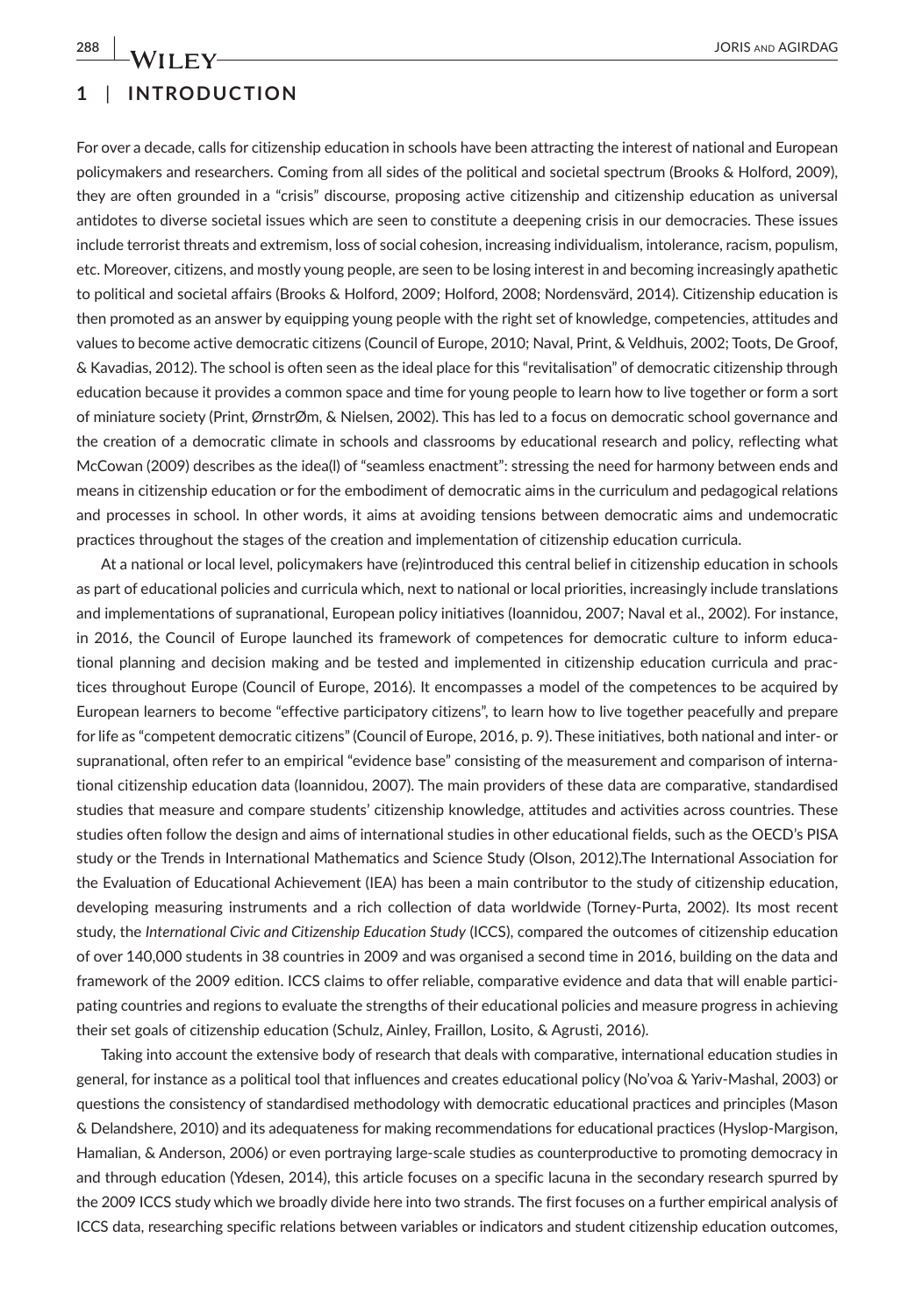## 1 | INTRODUCTION

For over a decade, calls for citizenship education in schools have been attracting the interest of national and European policymakers and researchers. Coming from all sides of the political and societal spectrum (Brooks & Holford, 2009), they are often grounded in a "crisis" discourse, proposing active citizenship and citizenship education as universal antidotes to diverse societal issues which are seen to constitute a deepening crisis in our democracies. These issues include terrorist threats and extremism, loss of social cohesion, increasing individualism, intolerance, racism, populism, etc. Moreover, citizens, and mostly young people, are seen to be losing interest in and becoming increasingly apathetic to political and societal affairs (Brooks & Holford, 2009; Holford, 2008; Nordensvärd, 2014). Citizenship education is then promoted as an answer by equipping young people with the right set of knowledge, competencies, attitudes and values to become active democratic citizens (Council of Europe, 2010; Naval, Print, & Veldhuis, 2002; Toots, De Groof, & Kavadias, 2012). The school is often seen as the ideal place for this "revitalisation" of democratic citizenship through education because it provides a common space and time for young people to learn how to live together or form a sort of miniature society (Print, ØrnstrØm, & Nielsen, 2002). This has led to a focus on democratic school governance and the creation of a democratic climate in schools and classrooms by educational research and policy, reflecting what McCowan (2009) describes as the idea(l) of "seamless enactment": stressing the need for harmony between ends and means in citizenship education or for the embodiment of democratic aims in the curriculum and pedagogical relations and processes in school. In other words, it aims at avoiding tensions between democratic aims and undemocratic practices throughout the stages of the creation and implementation of citizenship education curricula.

At a national or local level, policymakers have (re)introduced this central belief in citizenship education in schools as part of educational policies and curricula which, next to national or local priorities, increasingly include translations and implementations of supranational, European policy initiatives (Ioannidou, 2007; Naval et al., 2002). For instance, in 2016, the Council of Europe launched its framework of competences for democratic culture to inform educational planning and decision making and be tested and implemented in citizenship education curricula and practices throughout Europe (Council of Europe, 2016). It encompasses a model of the competences to be acquired by European learners to become "effective participatory citizens", to learn how to live together peacefully and prepare for life as "competent democratic citizens" (Council of Europe, 2016, p. 9). These initiatives, both national and inter- or supranational, often refer to an empirical "evidence base" consisting of the measurement and comparison of international citizenship education data (Ioannidou, 2007). The main providers of these data are comparative, standardised studies that measure and compare students' citizenship knowledge, attitudes and activities across countries. These studies often follow the design and aims of international studies in other educational fields, such as the OECD's PISA study or the Trends in International Mathematics and Science Study (Olson, 2012).The International Association for the Evaluation of Educational Achievement (IEA) has been a main contributor to the study of citizenship education, developing measuring instruments and a rich collection of data worldwide (Torney-Purta, 2002). Its most recent study, the *International Civic and Citizenship Education Study* (ICCS), compared the outcomes of citizenship education of over 140,000 students in 38 countries in 2009 and was organised a second time in 2016, building on the data and framework of the 2009 edition. ICCS claims to offer reliable, comparative evidence and data that will enable participating countries and regions to evaluate the strengths of their educational policies and measure progress in achieving their set goals of citizenship education (Schulz, Ainley, Fraillon, Losito, & Agrusti, 2016).

Taking into account the extensive body of research that deals with comparative, international education studies in general, for instance as a political tool that influences and creates educational policy (No'voa & Yariv-Mashal, 2003) or questions the consistency of standardised methodology with democratic educational practices and principles (Mason & Delandshere, 2010) and its adequateness for making recommendations for educational practices (Hyslop-Margison, Hamalian, & Anderson, 2006) or even portraying large-scale studies as counterproductive to promoting democracy in and through education (Ydesen, 2014), this article focuses on a specific lacuna in the secondary research spurred by the 2009 ICCS study which we broadly divide here into two strands. The first focuses on a further empirical analysis of ICCS data, researching specific relations between variables or indicators and student citizenship education outcomes,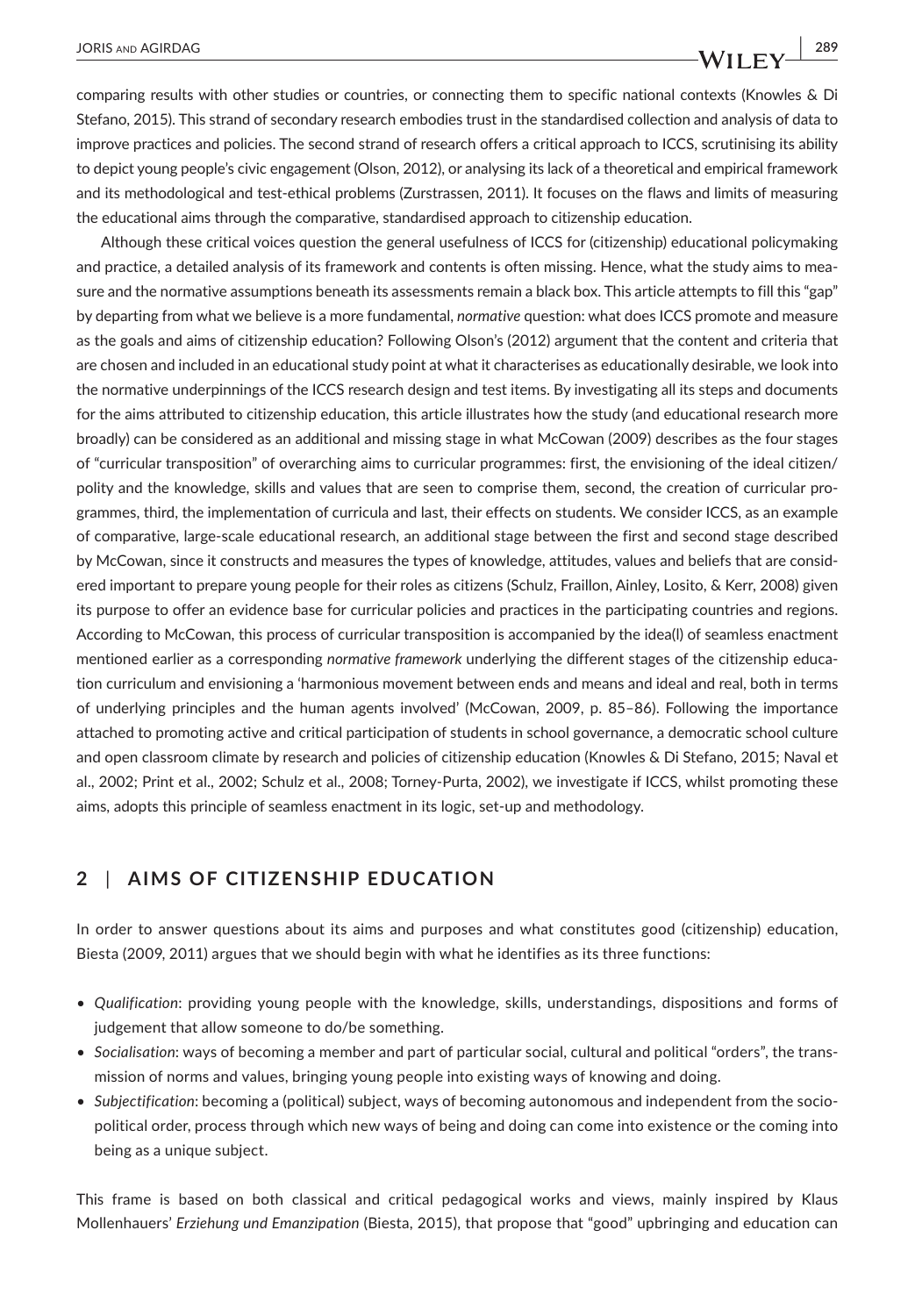comparing results with other studies or countries, or connecting them to specific national contexts (Knowles & Di Stefano, 2015). This strand of secondary research embodies trust in the standardised collection and analysis of data to improve practices and policies. The second strand of research offers a critical approach to ICCS, scrutinising its ability to depict young people's civic engagement (Olson, 2012), or analysing its lack of a theoretical and empirical framework and its methodological and test-ethical problems (Zurstrassen, 2011). It focuses on the flaws and limits of measuring the educational aims through the comparative, standardised approach to citizenship education.

Although these critical voices question the general usefulness of ICCS for (citizenship) educational policymaking and practice, a detailed analysis of its framework and contents is often missing. Hence, what the study aims to measure and the normative assumptions beneath its assessments remain a black box. This article attempts to fill this "gap" by departing from what we believe is a more fundamental, *normative* question: what does ICCS promote and measure as the goals and aims of citizenship education? Following Olson's (2012) argument that the content and criteria that are chosen and included in an educational study point at what it characterises as educationally desirable, we look into the normative underpinnings of the ICCS research design and test items. By investigating all its steps and documents for the aims attributed to citizenship education, this article illustrates how the study (and educational research more broadly) can be considered as an additional and missing stage in what McCowan (2009) describes as the four stages of "curricular transposition" of overarching aims to curricular programmes: first, the envisioning of the ideal citizen/polity and the knowledge, skills and values that are seen to comprise them, second, the creation of curricular programmes, third, the implementation of curricula and last, their effects on students. We consider ICCS, as an example of comparative, large-scale educational research, an additional stage between the first and second stage described by McCowan, since it constructs and measures the types of knowledge, attitudes, values and beliefs that are considered important to prepare young people for their roles as citizens (Schulz, Fraillon, Ainley, Losito, & Kerr, 2008) given its purpose to offer an evidence base for curricular policies and practices in the participating countries and regions. According to McCowan, this process of curricular transposition is accompanied by the idea(l) of seamless enactment mentioned earlier as a corresponding *normative framework* underlying the different stages of the citizenship education curriculum and envisioning a 'harmonious movement between ends and means and ideal and real, both in terms of underlying principles and the human agents involved' (McCowan, 2009, p. 85–86). Following the importance attached to promoting active and critical participation of students in school governance, a democratic school culture and open classroom climate by research and policies of citizenship education (Knowles & Di Stefano, 2015; Naval et al., 2002; Print et al., 2002; Schulz et al., 2008; Torney-Purta, 2002), we investigate if ICCS, whilst promoting these aims, adopts this principle of seamless enactment in its logic, set-up and methodology.

## 2 | AIMS OF CITIZENSHIP EDUCATION

In order to answer questions about its aims and purposes and what constitutes good (citizenship) education, Biesta (2009, 2011) argues that we should begin with what he identifies as its three functions:

- *Qualification*: providing young people with the knowledge, skills, understandings, dispositions and forms of judgement that allow someone to do/be something.
- *Socialisation*: ways of becoming a member and part of particular social, cultural and political "orders", the transmission of norms and values, bringing young people into existing ways of knowing and doing.
- *Subjectification*: becoming a (political) subject, ways of becoming autonomous and independent from the sociopolitical order, process through which new ways of being and doing can come into existence or the coming into being as a unique subject.

This frame is based on both classical and critical pedagogical works and views, mainly inspired by Klaus Mollenhauers' *Erziehung und Emanzipation* (Biesta, 2015), that propose that "good" upbringing and education can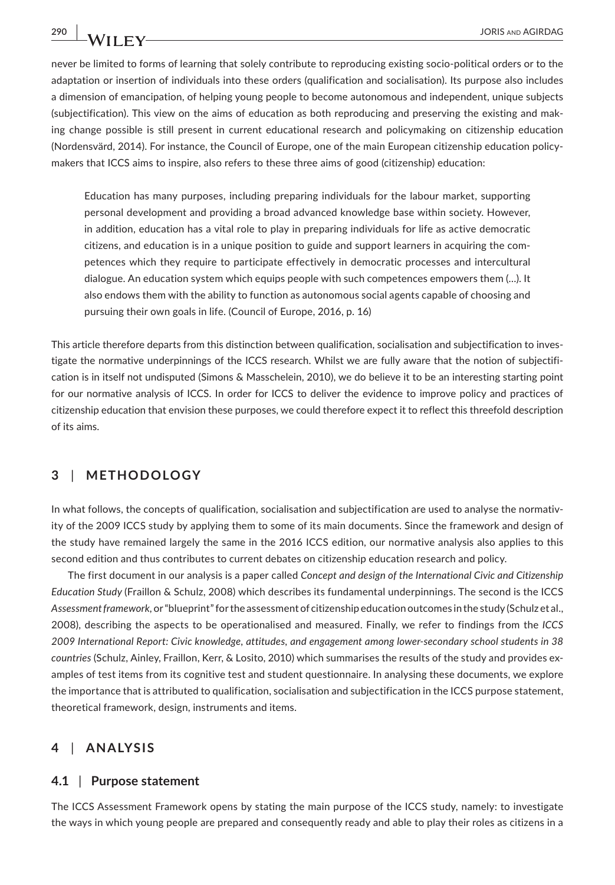never be limited to forms of learning that solely contribute to reproducing existing socio-political orders or to the adaptation or insertion of individuals into these orders (qualification and socialisation). Its purpose also includes a dimension of emancipation, of helping young people to become autonomous and independent, unique subjects (subjectification). This view on the aims of education as both reproducing and preserving the existing and making change possible is still present in current educational research and policymaking on citizenship education (Nordensvärd, 2014). For instance, the Council of Europe, one of the main European citizenship education policymakers that ICCS aims to inspire, also refers to these three aims of good (citizenship) education:

> Education has many purposes, including preparing individuals for the labour market, supporting personal development and providing a broad advanced knowledge base within society. However, in addition, education has a vital role to play in preparing individuals for life as active democratic citizens, and education is in a unique position to guide and support learners in acquiring the competences which they require to participate effectively in democratic processes and intercultural dialogue. An education system which equips people with such competences empowers them (…). It also endows them with the ability to function as autonomous social agents capable of choosing and pursuing their own goals in life. (Council of Europe, 2016, p. 16)

This article therefore departs from this distinction between qualification, socialisation and subjectification to investigate the normative underpinnings of the ICCS research. Whilst we are fully aware that the notion of subjectification is in itself not undisputed (Simons & Masschelein, 2010), we do believe it to be an interesting starting point for our normative analysis of ICCS. In order for ICCS to deliver the evidence to improve policy and practices of citizenship education that envision these purposes, we could therefore expect it to reflect this threefold description of its aims.

## 3 | METHODOLOGY

In what follows, the concepts of qualification, socialisation and subjectification are used to analyse the normativity of the 2009 ICCS study by applying them to some of its main documents. Since the framework and design of the study have remained largely the same in the 2016 ICCS edition, our normative analysis also applies to this second edition and thus contributes to current debates on citizenship education research and policy.

The first document in our analysis is a paper called *Concept and design of the International Civic and Citizenship Education Study* (Fraillon & Schulz, 2008) which describes its fundamental underpinnings. The second is the ICCS *Assessment framework*, or "blueprint" for the assessment of citizenship education outcomes in the study (Schulz et al., 2008), describing the aspects to be operationalised and measured. Finally, we refer to findings from the *ICCS 2009 International Report: Civic knowledge, attitudes, and engagement among lower-secondary school students in 38 countries* (Schulz, Ainley, Fraillon, Kerr, & Losito, 2010) which summarises the results of the study and provides examples of test items from its cognitive test and student questionnaire. In analysing these documents, we explore the importance that is attributed to qualification, socialisation and subjectification in the ICCS purpose statement, theoretical framework, design, instruments and items.

## 4 | ANALYSIS

### 4.1 | Purpose statement

The ICCS Assessment Framework opens by stating the main purpose of the ICCS study, namely: to investigate the ways in which young people are prepared and consequently ready and able to play their roles as citizens in a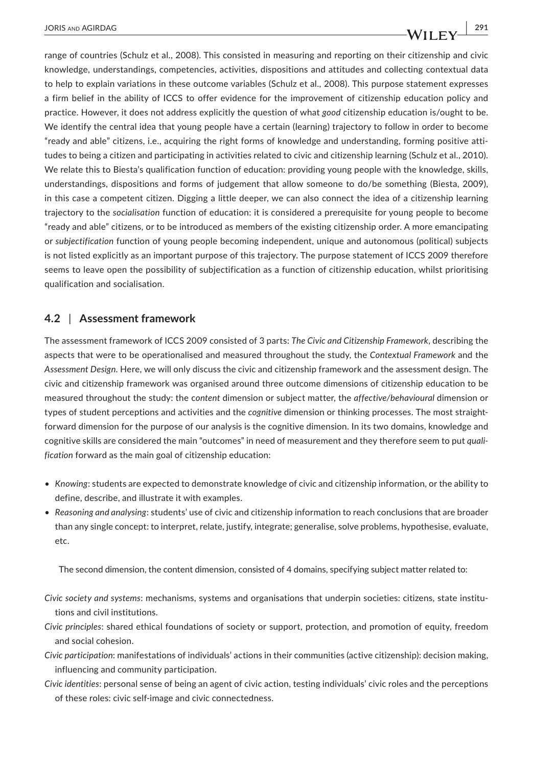range of countries (Schulz et al., 2008). This consisted in measuring and reporting on their citizenship and civic knowledge, understandings, competencies, activities, dispositions and attitudes and collecting contextual data to help to explain variations in these outcome variables (Schulz et al., 2008). This purpose statement expresses a firm belief in the ability of ICCS to offer evidence for the improvement of citizenship education policy and practice. However, it does not address explicitly the question of what *good* citizenship education is/ought to be. We identify the central idea that young people have a certain (learning) trajectory to follow in order to become "ready and able" citizens, i.e., acquiring the right forms of knowledge and understanding, forming positive attitudes to being a citizen and participating in activities related to civic and citizenship learning (Schulz et al., 2010). We relate this to Biesta's qualification function of education: providing young people with the knowledge, skills, understandings, dispositions and forms of judgement that allow someone to do/be something (Biesta, 2009), in this case a competent citizen. Digging a little deeper, we can also connect the idea of a citizenship learning trajectory to the *socialisation* function of education: it is considered a prerequisite for young people to become "ready and able" citizens, or to be introduced as members of the existing citizenship order. A more emancipating or *subjectification* function of young people becoming independent, unique and autonomous (political) subjects is not listed explicitly as an important purpose of this trajectory. The purpose statement of ICCS 2009 therefore seems to leave open the possibility of subjectification as a function of citizenship education, whilst prioritising qualification and socialisation.

## 4.2 | Assessment framework

The assessment framework of ICCS 2009 consisted of 3 parts: *The Civic and Citizenship Framework*, describing the aspects that were to be operationalised and measured throughout the study, the *Contextual Framework* and the *Assessment Design*. Here, we will only discuss the civic and citizenship framework and the assessment design. The civic and citizenship framework was organised around three outcome dimensions of citizenship education to be measured throughout the study: the *content* dimension or subject matter, the *affective/behavioural* dimension or types of student perceptions and activities and the *cognitive* dimension or thinking processes. The most straightforward dimension for the purpose of our analysis is the cognitive dimension. In its two domains, knowledge and cognitive skills are considered the main "outcomes" in need of measurement and they therefore seem to put *qualification* forward as the main goal of citizenship education:

- *Knowing*: students are expected to demonstrate knowledge of civic and citizenship information, or the ability to define, describe, and illustrate it with examples.
- *Reasoning and analysing*: students' use of civic and citizenship information to reach conclusions that are broader than any single concept: to interpret, relate, justify, integrate; generalise, solve problems, hypothesise, evaluate, etc.

The second dimension, the content dimension, consisted of 4 domains, specifying subject matter related to:

*Civic society and systems*: mechanisms, systems and organisations that underpin societies: citizens, state institutions and civil institutions.

*Civic principles*: shared ethical foundations of society or support, protection, and promotion of equity, freedom and social cohesion.

*Civic participation*: manifestations of individuals' actions in their communities (active citizenship): decision making, influencing and community participation.

*Civic identities*: personal sense of being an agent of civic action, testing individuals' civic roles and the perceptions of these roles: civic self-image and civic connectedness.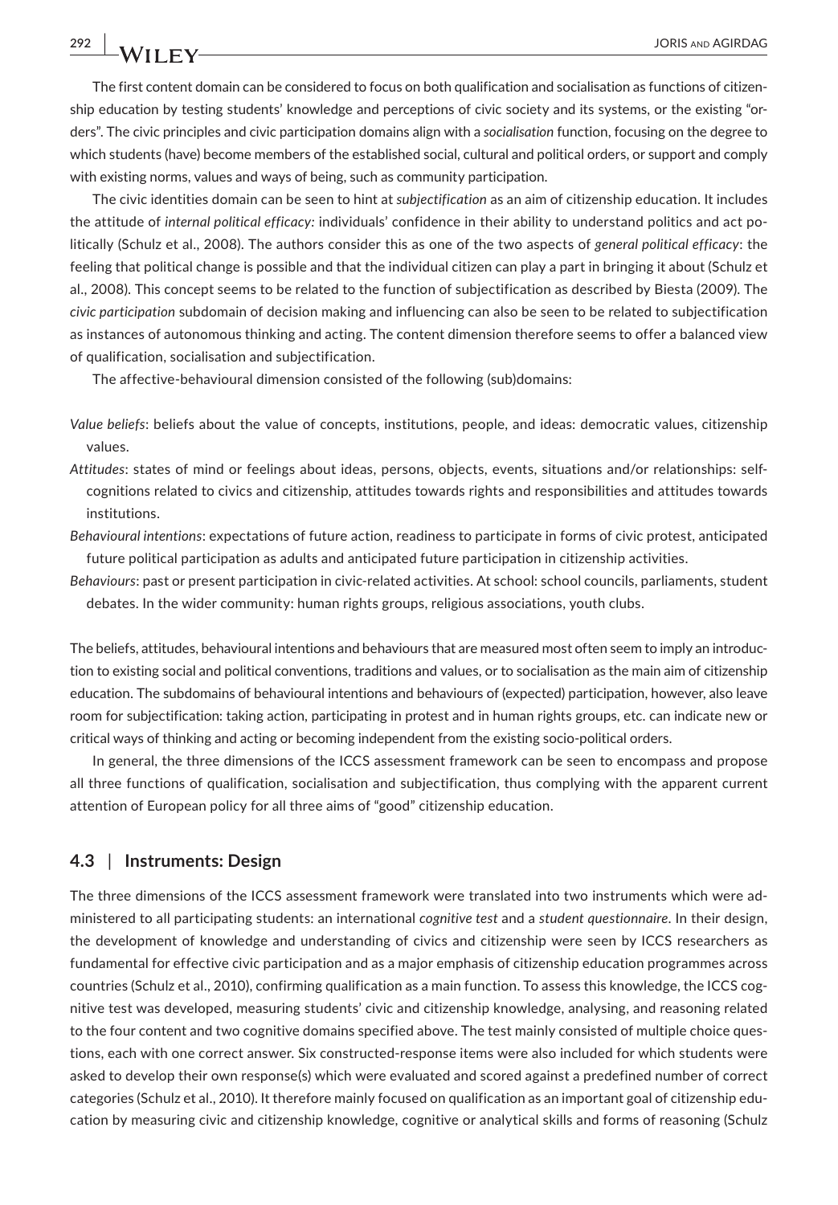The first content domain can be considered to focus on both qualification and socialisation as functions of citizenship education by testing students' knowledge and perceptions of civic society and its systems, or the existing "orders". The civic principles and civic participation domains align with a *socialisation* function, focusing on the degree to which students (have) become members of the established social, cultural and political orders, or support and comply with existing norms, values and ways of being, such as community participation.

The civic identities domain can be seen to hint at *subjectification* as an aim of citizenship education. It includes the attitude of *internal political efficacy*: individuals' confidence in their ability to understand politics and act politically (Schulz et al., 2008). The authors consider this as one of the two aspects of *general political efficacy*: the feeling that political change is possible and that the individual citizen can play a part in bringing it about (Schulz et al., 2008). This concept seems to be related to the function of subjectification as described by Biesta (2009). The *civic participation* subdomain of decision making and influencing can also be seen to be related to subjectification as instances of autonomous thinking and acting. The content dimension therefore seems to offer a balanced view of qualification, socialisation and subjectification.

The affective-behavioural dimension consisted of the following (sub)domains:

*Value beliefs*: beliefs about the value of concepts, institutions, people, and ideas: democratic values, citizenship values.

*Attitudes*: states of mind or feelings about ideas, persons, objects, events, situations and/or relationships: self-cognitions related to civics and citizenship, attitudes towards rights and responsibilities and attitudes towards institutions.

*Behavioural intentions*: expectations of future action, readiness to participate in forms of civic protest, anticipated future political participation as adults and anticipated future participation in citizenship activities.

*Behaviours*: past or present participation in civic-related activities. At school: school councils, parliaments, student debates. In the wider community: human rights groups, religious associations, youth clubs.

The beliefs, attitudes, behavioural intentions and behaviours that are measured most often seem to imply an introduction to existing social and political conventions, traditions and values, or to socialisation as the main aim of citizenship education. The subdomains of behavioural intentions and behaviours of (expected) participation, however, also leave room for subjectification: taking action, participating in protest and in human rights groups, etc. can indicate new or critical ways of thinking and acting or becoming independent from the existing socio-political orders.

In general, the three dimensions of the ICCS assessment framework can be seen to encompass and propose all three functions of qualification, socialisation and subjectification, thus complying with the apparent current attention of European policy for all three aims of "good" citizenship education.

### 4.3 | Instruments: Design

The three dimensions of the ICCS assessment framework were translated into two instruments which were administered to all participating students: an international *cognitive test* and a *student questionnaire*. In their design, the development of knowledge and understanding of civics and citizenship were seen by ICCS researchers as fundamental for effective civic participation and as a major emphasis of citizenship education programmes across countries (Schulz et al., 2010), confirming qualification as a main function. To assess this knowledge, the ICCS cognitive test was developed, measuring students' civic and citizenship knowledge, analysing, and reasoning related to the four content and two cognitive domains specified above. The test mainly consisted of multiple choice questions, each with one correct answer. Six constructed-response items were also included for which students were asked to develop their own response(s) which were evaluated and scored against a predefined number of correct categories (Schulz et al., 2010). It therefore mainly focused on qualification as an important goal of citizenship education by measuring civic and citizenship knowledge, cognitive or analytical skills and forms of reasoning (Schulz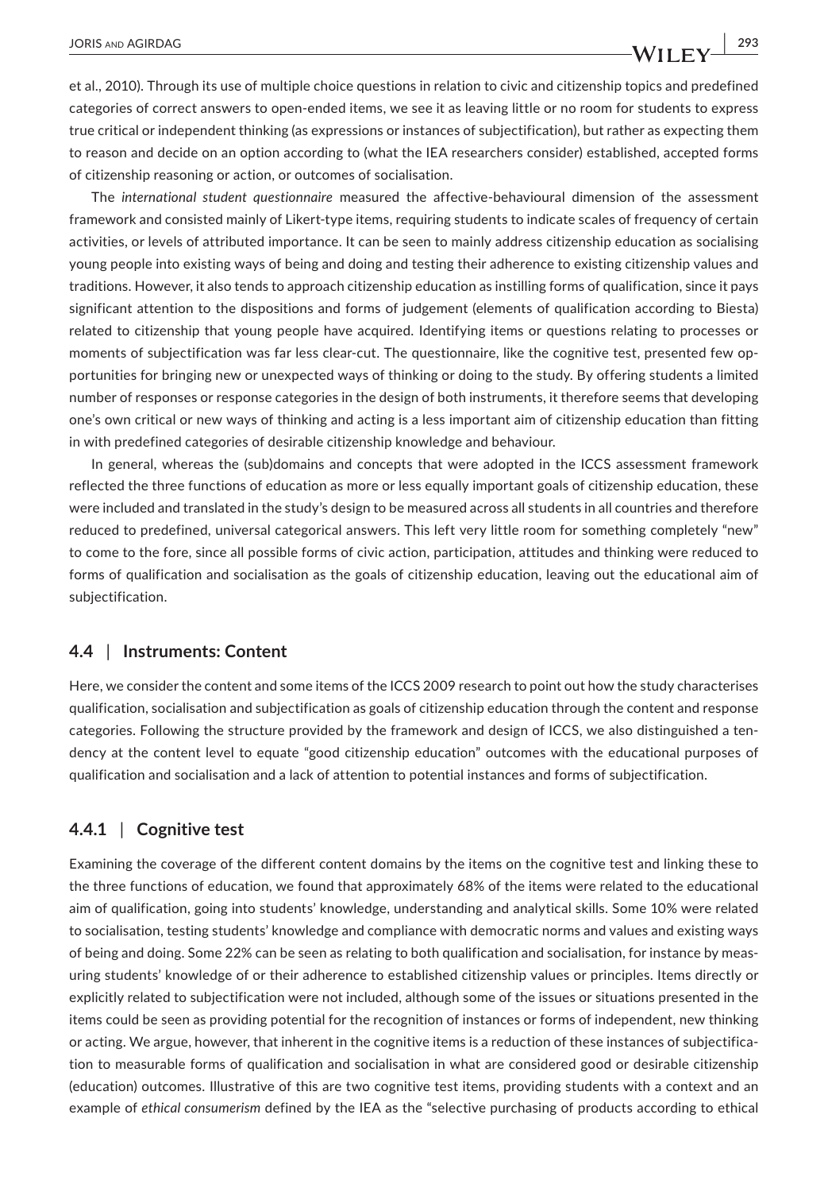et al., 2010). Through its use of multiple choice questions in relation to civic and citizenship topics and predefined categories of correct answers to open-ended items, we see it as leaving little or no room for students to express true critical or independent thinking (as expressions or instances of subjectification), but rather as expecting them to reason and decide on an option according to (what the IEA researchers consider) established, accepted forms of citizenship reasoning or action, or outcomes of socialisation.

The *international student questionnaire* measured the affective-behavioural dimension of the assessment framework and consisted mainly of Likert-type items, requiring students to indicate scales of frequency of certain activities, or levels of attributed importance. It can be seen to mainly address citizenship education as socialising young people into existing ways of being and doing and testing their adherence to existing citizenship values and traditions. However, it also tends to approach citizenship education as instilling forms of qualification, since it pays significant attention to the dispositions and forms of judgement (elements of qualification according to Biesta) related to citizenship that young people have acquired. Identifying items or questions relating to processes or moments of subjectification was far less clear-cut. The questionnaire, like the cognitive test, presented few opportunities for bringing new or unexpected ways of thinking or doing to the study. By offering students a limited number of responses or response categories in the design of both instruments, it therefore seems that developing one's own critical or new ways of thinking and acting is a less important aim of citizenship education than fitting in with predefined categories of desirable citizenship knowledge and behaviour.

In general, whereas the (sub)domains and concepts that were adopted in the ICCS assessment framework reflected the three functions of education as more or less equally important goals of citizenship education, these were included and translated in the study's design to be measured across all students in all countries and therefore reduced to predefined, universal categorical answers. This left very little room for something completely "new" to come to the fore, since all possible forms of civic action, participation, attitudes and thinking were reduced to forms of qualification and socialisation as the goals of citizenship education, leaving out the educational aim of subjectification.

### 4.4 | Instruments: Content

Here, we consider the content and some items of the ICCS 2009 research to point out how the study characterises qualification, socialisation and subjectification as goals of citizenship education through the content and response categories. Following the structure provided by the framework and design of ICCS, we also distinguished a tendency at the content level to equate "good citizenship education" outcomes with the educational purposes of qualification and socialisation and a lack of attention to potential instances and forms of subjectification.

#### 4.4.1 | Cognitive test

Examining the coverage of the different content domains by the items on the cognitive test and linking these to the three functions of education, we found that approximately 68% of the items were related to the educational aim of qualification, going into students' knowledge, understanding and analytical skills. Some 10% were related to socialisation, testing students' knowledge and compliance with democratic norms and values and existing ways of being and doing. Some 22% can be seen as relating to both qualification and socialisation, for instance by measuring students' knowledge of or their adherence to established citizenship values or principles. Items directly or explicitly related to subjectification were not included, although some of the issues or situations presented in the items could be seen as providing potential for the recognition of instances or forms of independent, new thinking or acting. We argue, however, that inherent in the cognitive items is a reduction of these instances of subjectification to measurable forms of qualification and socialisation in what are considered good or desirable citizenship (education) outcomes. Illustrative of this are two cognitive test items, providing students with a context and an example of *ethical consumerism* defined by the IEA as the "selective purchasing of products according to ethical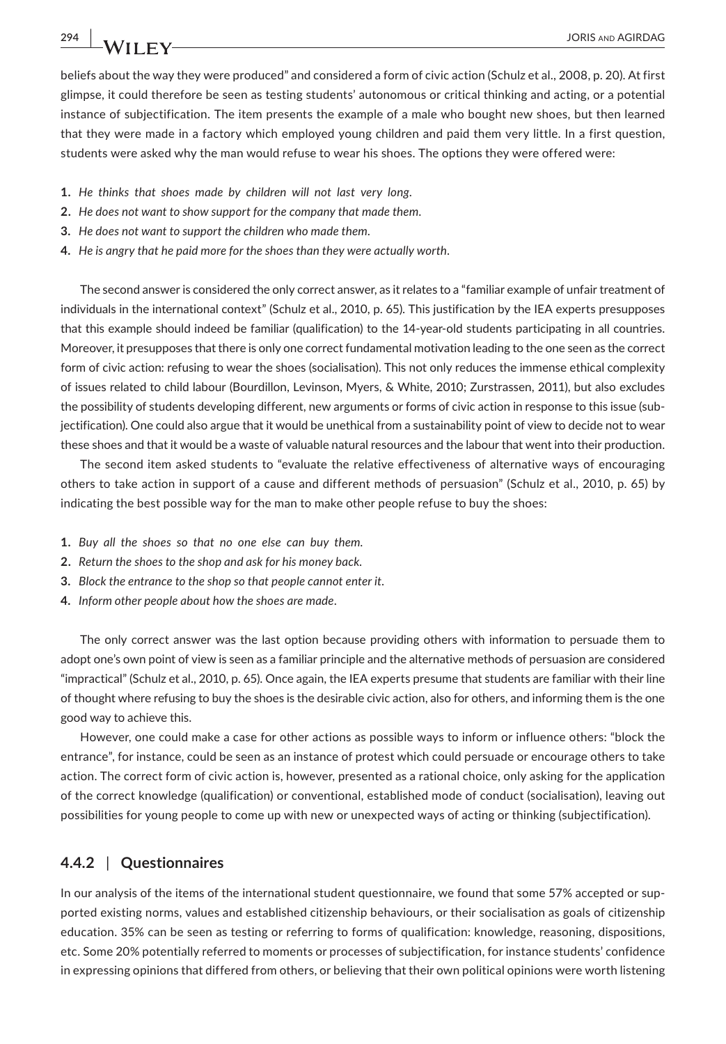beliefs about the way they were produced" and considered a form of civic action (Schulz et al., 2008, p. 20). At first glimpse, it could therefore be seen as testing students' autonomous or critical thinking and acting, or a potential instance of subjectification. The item presents the example of a male who bought new shoes, but then learned that they were made in a factory which employed young children and paid them very little. In a first question, students were asked why the man would refuse to wear his shoes. The options they were offered were:

1. *He thinks that shoes made by children will not last very long.*
2. *He does not want to show support for the company that made them.*
3. *He does not want to support the children who made them.*
4. *He is angry that he paid more for the shoes than they were actually worth.*

The second answer is considered the only correct answer, as it relates to a "familiar example of unfair treatment of individuals in the international context" (Schulz et al., 2010, p. 65). This justification by the IEA experts presupposes that this example should indeed be familiar (qualification) to the 14-year-old students participating in all countries. Moreover, it presupposes that there is only one correct fundamental motivation leading to the one seen as the correct form of civic action: refusing to wear the shoes (socialisation). This not only reduces the immense ethical complexity of issues related to child labour (Bourdillon, Levinson, Myers, & White, 2010; Zurstrassen, 2011), but also excludes the possibility of students developing different, new arguments or forms of civic action in response to this issue (subjectification). One could also argue that it would be unethical from a sustainability point of view to decide not to wear these shoes and that it would be a waste of valuable natural resources and the labour that went into their production.

The second item asked students to "evaluate the relative effectiveness of alternative ways of encouraging others to take action in support of a cause and different methods of persuasion" (Schulz et al., 2010, p. 65) by indicating the best possible way for the man to make other people refuse to buy the shoes:

1. *Buy all the shoes so that no one else can buy them.*
2. *Return the shoes to the shop and ask for his money back.*
3. *Block the entrance to the shop so that people cannot enter it.*
4. *Inform other people about how the shoes are made.*

The only correct answer was the last option because providing others with information to persuade them to adopt one's own point of view is seen as a familiar principle and the alternative methods of persuasion are considered "impractical" (Schulz et al., 2010, p. 65). Once again, the IEA experts presume that students are familiar with their line of thought where refusing to buy the shoes is the desirable civic action, also for others, and informing them is the one good way to achieve this.

However, one could make a case for other actions as possible ways to inform or influence others: "block the entrance", for instance, could be seen as an instance of protest which could persuade or encourage others to take action. The correct form of civic action is, however, presented as a rational choice, only asking for the application of the correct knowledge (qualification) or conventional, established mode of conduct (socialisation), leaving out possibilities for young people to come up with new or unexpected ways of acting or thinking (subjectification).

### 4.4.2 | Questionnaires

In our analysis of the items of the international student questionnaire, we found that some 57% accepted or supported existing norms, values and established citizenship behaviours, or their socialisation as goals of citizenship education. 35% can be seen as testing or referring to forms of qualification: knowledge, reasoning, dispositions, etc. Some 20% potentially referred to moments or processes of subjectification, for instance students' confidence in expressing opinions that differed from others, or believing that their own political opinions were worth listening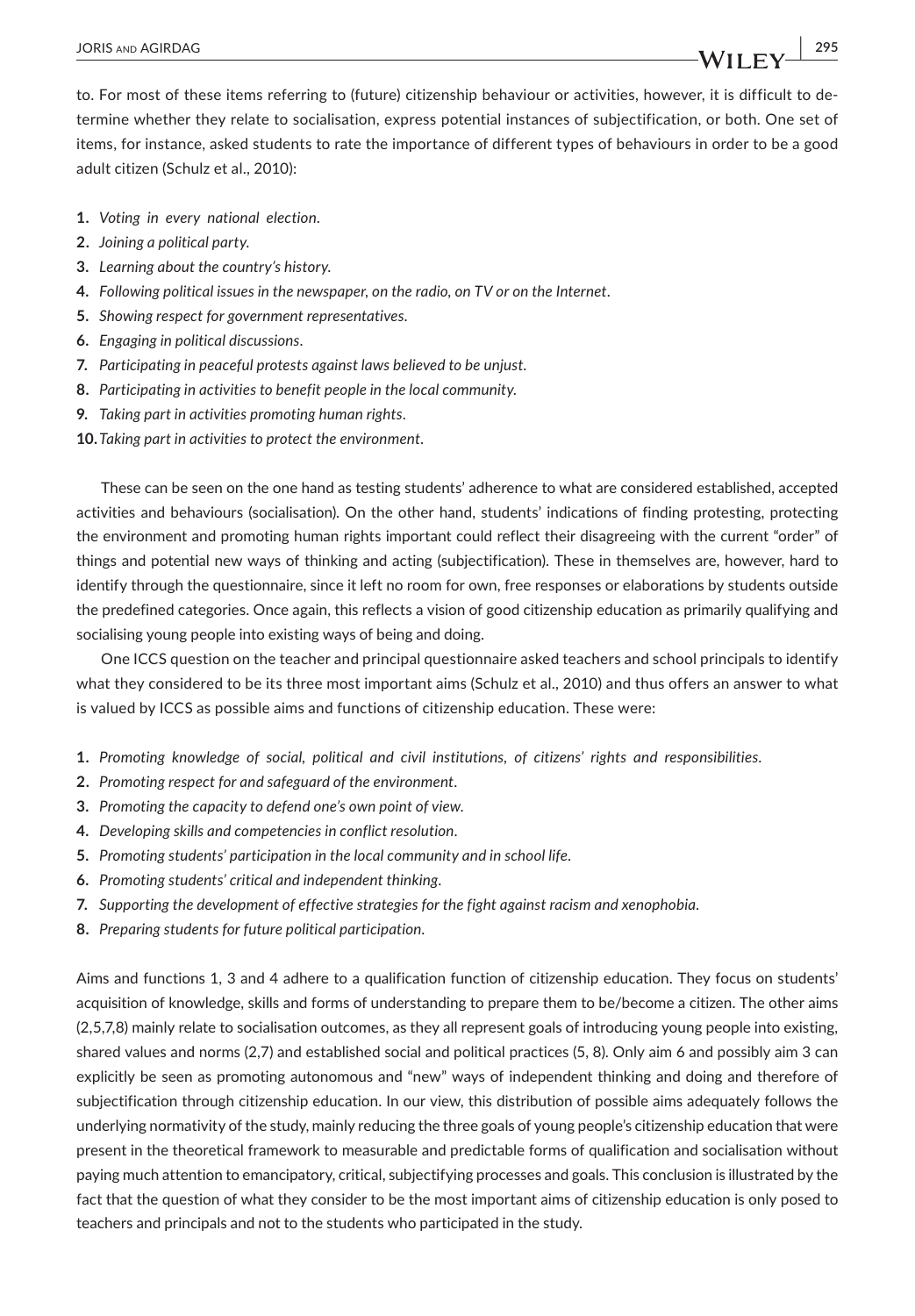to. For most of these items referring to (future) citizenship behaviour or activities, however, it is difficult to determine whether they relate to socialisation, express potential instances of subjectification, or both. One set of items, for instance, asked students to rate the importance of different types of behaviours in order to be a good adult citizen (Schulz et al., 2010):

1. *Voting in every national election.*
2. *Joining a political party.*
3. *Learning about the country's history.*
4. *Following political issues in the newspaper, on the radio, on TV or on the Internet.*
5. *Showing respect for government representatives.*
6. *Engaging in political discussions.*
7. *Participating in peaceful protests against laws believed to be unjust.*
8. *Participating in activities to benefit people in the local community.*
9. *Taking part in activities promoting human rights.*
10. *Taking part in activities to protect the environment.*

These can be seen on the one hand as testing students' adherence to what are considered established, accepted activities and behaviours (socialisation). On the other hand, students' indications of finding protesting, protecting the environment and promoting human rights important could reflect their disagreeing with the current "order" of things and potential new ways of thinking and acting (subjectification). These in themselves are, however, hard to identify through the questionnaire, since it left no room for own, free responses or elaborations by students outside the predefined categories. Once again, this reflects a vision of good citizenship education as primarily qualifying and socialising young people into existing ways of being and doing.

One ICCS question on the teacher and principal questionnaire asked teachers and school principals to identify what they considered to be its three most important aims (Schulz et al., 2010) and thus offers an answer to what is valued by ICCS as possible aims and functions of citizenship education. These were:

1. *Promoting knowledge of social, political and civil institutions, of citizens' rights and responsibilities.*
2. *Promoting respect for and safeguard of the environment.*
3. *Promoting the capacity to defend one's own point of view.*
4. *Developing skills and competencies in conflict resolution.*
5. *Promoting students' participation in the local community and in school life.*
6. *Promoting students' critical and independent thinking.*
7. *Supporting the development of effective strategies for the fight against racism and xenophobia.*
8. *Preparing students for future political participation.*

Aims and functions 1, 3 and 4 adhere to a qualification function of citizenship education. They focus on students' acquisition of knowledge, skills and forms of understanding to prepare them to be/become a citizen. The other aims (2,5,7,8) mainly relate to socialisation outcomes, as they all represent goals of introducing young people into existing, shared values and norms (2,7) and established social and political practices (5, 8). Only aim 6 and possibly aim 3 can explicitly be seen as promoting autonomous and "new" ways of independent thinking and doing and therefore of subjectification through citizenship education. In our view, this distribution of possible aims adequately follows the underlying normativity of the study, mainly reducing the three goals of young people's citizenship education that were present in the theoretical framework to measurable and predictable forms of qualification and socialisation without paying much attention to emancipatory, critical, subjectifying processes and goals. This conclusion is illustrated by the fact that the question of what they consider to be the most important aims of citizenship education is only posed to teachers and principals and not to the students who participated in the study.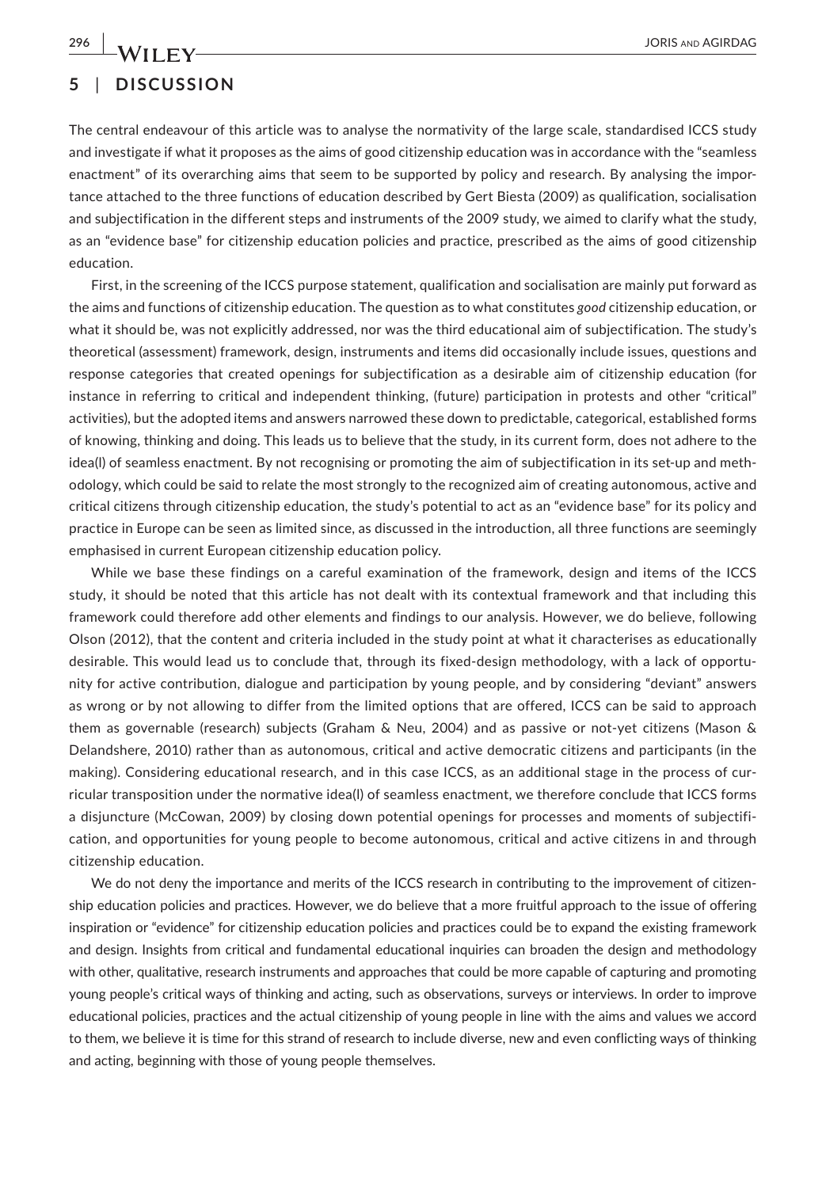## 5 | DISCUSSION

The central endeavour of this article was to analyse the normativity of the large scale, standardised ICCS study and investigate if what it proposes as the aims of good citizenship education was in accordance with the "seamless enactment" of its overarching aims that seem to be supported by policy and research. By analysing the importance attached to the three functions of education described by Gert Biesta (2009) as qualification, socialisation and subjectification in the different steps and instruments of the 2009 study, we aimed to clarify what the study, as an "evidence base" for citizenship education policies and practice, prescribed as the aims of good citizenship education.

First, in the screening of the ICCS purpose statement, qualification and socialisation are mainly put forward as the aims and functions of citizenship education. The question as to what constitutes *good* citizenship education, or what it should be, was not explicitly addressed, nor was the third educational aim of subjectification. The study's theoretical (assessment) framework, design, instruments and items did occasionally include issues, questions and response categories that created openings for subjectification as a desirable aim of citizenship education (for instance in referring to critical and independent thinking, (future) participation in protests and other "critical" activities), but the adopted items and answers narrowed these down to predictable, categorical, established forms of knowing, thinking and doing. This leads us to believe that the study, in its current form, does not adhere to the idea(l) of seamless enactment. By not recognising or promoting the aim of subjectification in its set-up and methodology, which could be said to relate the most strongly to the recognized aim of creating autonomous, active and critical citizens through citizenship education, the study's potential to act as an "evidence base" for its policy and practice in Europe can be seen as limited since, as discussed in the introduction, all three functions are seemingly emphasised in current European citizenship education policy.

While we base these findings on a careful examination of the framework, design and items of the ICCS study, it should be noted that this article has not dealt with its contextual framework and that including this framework could therefore add other elements and findings to our analysis. However, we do believe, following Olson (2012), that the content and criteria included in the study point at what it characterises as educationally desirable. This would lead us to conclude that, through its fixed-design methodology, with a lack of opportunity for active contribution, dialogue and participation by young people, and by considering "deviant" answers as wrong or by not allowing to differ from the limited options that are offered, ICCS can be said to approach them as governable (research) subjects (Graham & Neu, 2004) and as passive or not-yet citizens (Mason & Delandshere, 2010) rather than as autonomous, critical and active democratic citizens and participants (in the making). Considering educational research, and in this case ICCS, as an additional stage in the process of curricular transposition under the normative idea(l) of seamless enactment, we therefore conclude that ICCS forms a disjuncture (McCowan, 2009) by closing down potential openings for processes and moments of subjectification, and opportunities for young people to become autonomous, critical and active citizens in and through citizenship education.

We do not deny the importance and merits of the ICCS research in contributing to the improvement of citizenship education policies and practices. However, we do believe that a more fruitful approach to the issue of offering inspiration or "evidence" for citizenship education policies and practices could be to expand the existing framework and design. Insights from critical and fundamental educational inquiries can broaden the design and methodology with other, qualitative, research instruments and approaches that could be more capable of capturing and promoting young people's critical ways of thinking and acting, such as observations, surveys or interviews. In order to improve educational policies, practices and the actual citizenship of young people in line with the aims and values we accord to them, we believe it is time for this strand of research to include diverse, new and even conflicting ways of thinking and acting, beginning with those of young people themselves.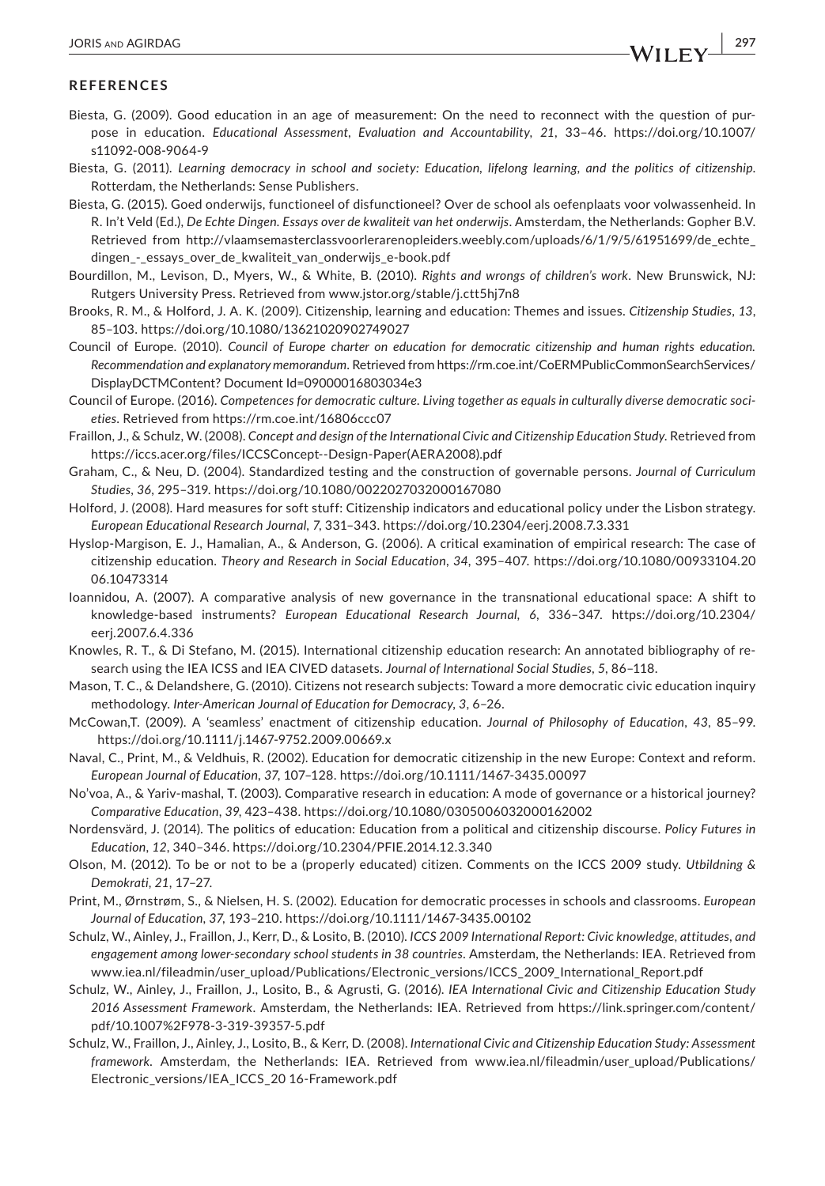## REFERENCES

Biesta, G. (2009). Good education in an age of measurement: On the need to reconnect with the question of purpose in education. *Educational Assessment, Evaluation and Accountability*, *21*, 33–46. https://doi.org/10.1007/s11092-008-9064-9

Biesta, G. (2011). *Learning democracy in school and society: Education, lifelong learning, and the politics of citizenship*. Rotterdam, the Netherlands: Sense Publishers.

Biesta, G. (2015). Goed onderwijs, functioneel of disfunctioneel? Over de school als oefenplaats voor volwassenheid. In R. In't Veld (Ed.), *De Echte Dingen. Essays over de kwaliteit van het onderwijs*. Amsterdam, the Netherlands: Gopher B.V. Retrieved from http://vlaamsemasterclassvoorlerarenopleiders.weebly.com/uploads/6/1/9/5/61951699/de_echte_dingen_-_essays_over_de_kwaliteit_van_onderwijs_e-book.pdf

Bourdillon, M., Levison, D., Myers, W., & White, B. (2010). *Rights and wrongs of children's work*. New Brunswick, NJ: Rutgers University Press. Retrieved from www.jstor.org/stable/j.ctt5hj7n8

Brooks, R. M., & Holford, J. A. K. (2009). Citizenship, learning and education: Themes and issues. *Citizenship Studies*, *13*, 85–103. https://doi.org/10.1080/13621020902749027

Council of Europe. (2010). *Council of Europe charter on education for democratic citizenship and human rights education. Recommendation and explanatory memorandum*. Retrieved from https://rm.coe.int/CoERMPublicCommonSearchServices/DisplayDCTMContent? Document Id=09000016803034e3

Council of Europe. (2016). *Competences for democratic culture. Living together as equals in culturally diverse democratic societies*. Retrieved from https://rm.coe.int/16806ccc07

Fraillon, J., & Schulz, W. (2008). *Concept and design of the International Civic and Citizenship Education Study*. Retrieved from https://iccs.acer.org/files/ICCSConcept--Design-Paper(AERA2008).pdf

Graham, C., & Neu, D. (2004). Standardized testing and the construction of governable persons. *Journal of Curriculum Studies*, *36*, 295–319. https://doi.org/10.1080/0022027032000167080

Holford, J. (2008). Hard measures for soft stuff: Citizenship indicators and educational policy under the Lisbon strategy. *European Educational Research Journal*, *7*, 331–343. https://doi.org/10.2304/eerj.2008.7.3.331

Hyslop-Margison, E. J., Hamalian, A., & Anderson, G. (2006). A critical examination of empirical research: The case of citizenship education. *Theory and Research in Social Education*, *34*, 395–407. https://doi.org/10.1080/00933104.2006.10473314

Ioannidou, A. (2007). A comparative analysis of new governance in the transnational educational space: A shift to knowledge-based instruments? *European Educational Research Journal*, *6*, 336–347. https://doi.org/10.2304/eerj.2007.6.4.336

Knowles, R. T., & Di Stefano, M. (2015). International citizenship education research: An annotated bibliography of research using the IEA ICSS and IEA CIVED datasets. *Journal of International Social Studies*, *5*, 86–118.

Mason, T. C., & Delandshere, G. (2010). Citizens not research subjects: Toward a more democratic civic education inquiry methodology. *Inter-American Journal of Education for Democracy*, *3*, 6–26.

McCowan,T. (2009). A 'seamless' enactment of citizenship education. *Journal of Philosophy of Education*, *43*, 85–99. https://doi.org/10.1111/j.1467-9752.2009.00669.x

Naval, C., Print, M., & Veldhuis, R. (2002). Education for democratic citizenship in the new Europe: Context and reform. *European Journal of Education*, *37*, 107–128. https://doi.org/10.1111/1467-3435.00097

No'voa, A., & Yariv-mashal, T. (2003). Comparative research in education: A mode of governance or a historical journey? *Comparative Education*, *39*, 423–438. https://doi.org/10.1080/0305006032000162002

Nordensvärd, J. (2014). The politics of education: Education from a political and citizenship discourse. *Policy Futures in Education*, *12*, 340–346. https://doi.org/10.2304/PFIE.2014.12.3.340

Olson, M. (2012). To be or not to be a (properly educated) citizen. Comments on the ICCS 2009 study. *Utbildning & Demokrati*, *21*, 17–27.

Print, M., Ørnstrøm, S., & Nielsen, H. S. (2002). Education for democratic processes in schools and classrooms. *European Journal of Education*, *37*, 193–210. https://doi.org/10.1111/1467-3435.00102

Schulz, W., Ainley, J., Fraillon, J., Kerr, D., & Losito, B. (2010). *ICCS 2009 International Report: Civic knowledge, attitudes, and engagement among lower-secondary school students in 38 countries*. Amsterdam, the Netherlands: IEA. Retrieved from www.iea.nl/fileadmin/user_upload/Publications/Electronic_versions/ICCS_2009_International_Report.pdf

Schulz, W., Ainley, J., Fraillon, J., Losito, B., & Agrusti, G. (2016). *IEA International Civic and Citizenship Education Study 2016 Assessment Framework*. Amsterdam, the Netherlands: IEA. Retrieved from https://link.springer.com/content/pdf/10.1007%2F978-3-319-39357-5.pdf

Schulz, W., Fraillon, J., Ainley, J., Losito, B., & Kerr, D. (2008). *International Civic and Citizenship Education Study: Assessment framework*. Amsterdam, the Netherlands: IEA. Retrieved from www.iea.nl/fileadmin/user_upload/Publications/Electronic_versions/IEA_ICCS_20 16-Framework.pdf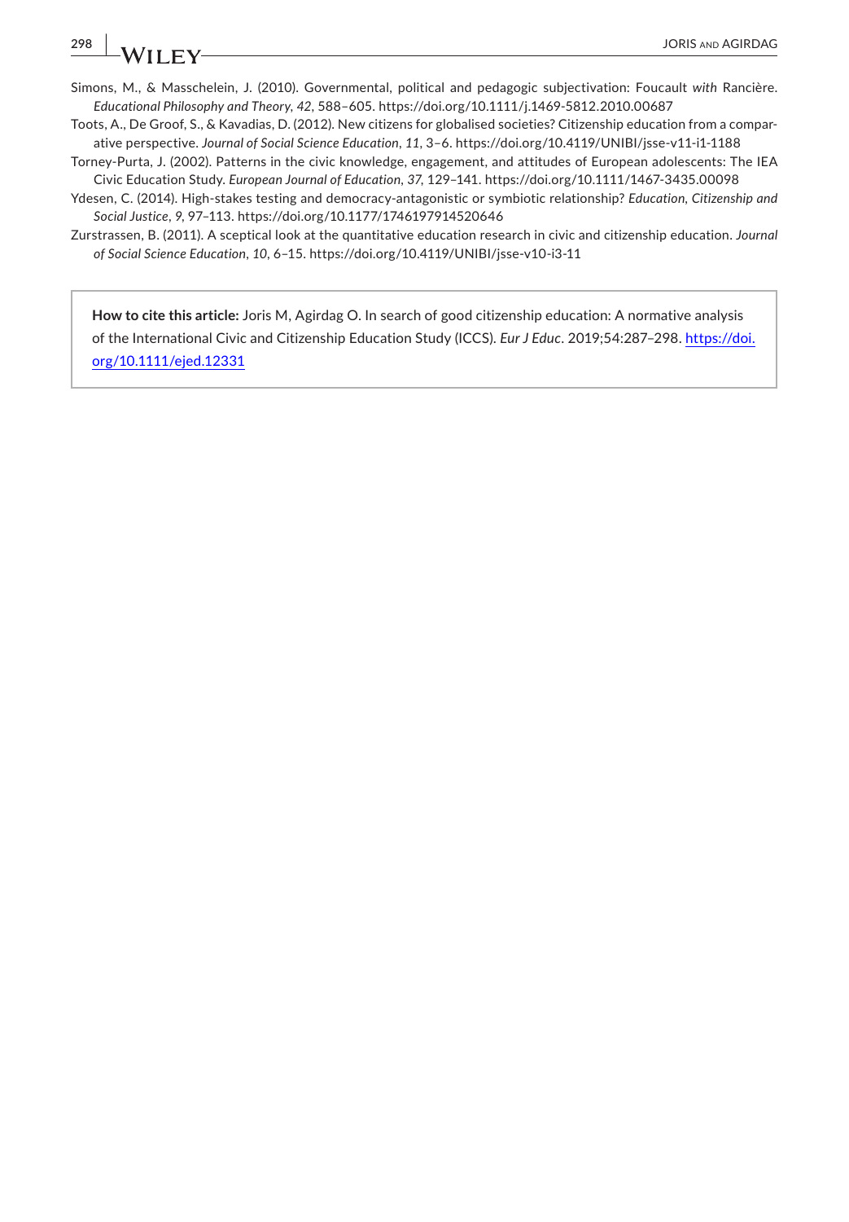Simons, M., & Masschelein, J. (2010). Governmental, political and pedagogic subjectivation: Foucault *with* Rancière. *Educational Philosophy and Theory*, *42*, 588–605. https://doi.org/10.1111/j.1469-5812.2010.00687

Toots, A., De Groof, S., & Kavadias, D. (2012). New citizens for globalised societies? Citizenship education from a comparative perspective. *Journal of Social Science Education*, *11*, 3–6. https://doi.org/10.4119/UNIBI/jsse-v11-i1-1188

Torney-Purta, J. (2002). Patterns in the civic knowledge, engagement, and attitudes of European adolescents: The IEA Civic Education Study. *European Journal of Education*, *37*, 129–141. https://doi.org/10.1111/1467-3435.00098

Ydesen, C. (2014). High-stakes testing and democracy-antagonistic or symbiotic relationship? *Education, Citizenship and Social Justice*, *9*, 97–113. https://doi.org/10.1177/1746197914520646

Zurstrassen, B. (2011). A sceptical look at the quantitative education research in civic and citizenship education. *Journal of Social Science Education*, *10*, 6–15. https://doi.org/10.4119/UNIBI/jsse-v10-i3-11

**How to cite this article:** Joris M, Agirdag O. In search of good citizenship education: A normative analysis of the International Civic and Citizenship Education Study (ICCS). *Eur J Educ*. 2019;54:287–298. https://doi.org/10.1111/ejed.12331